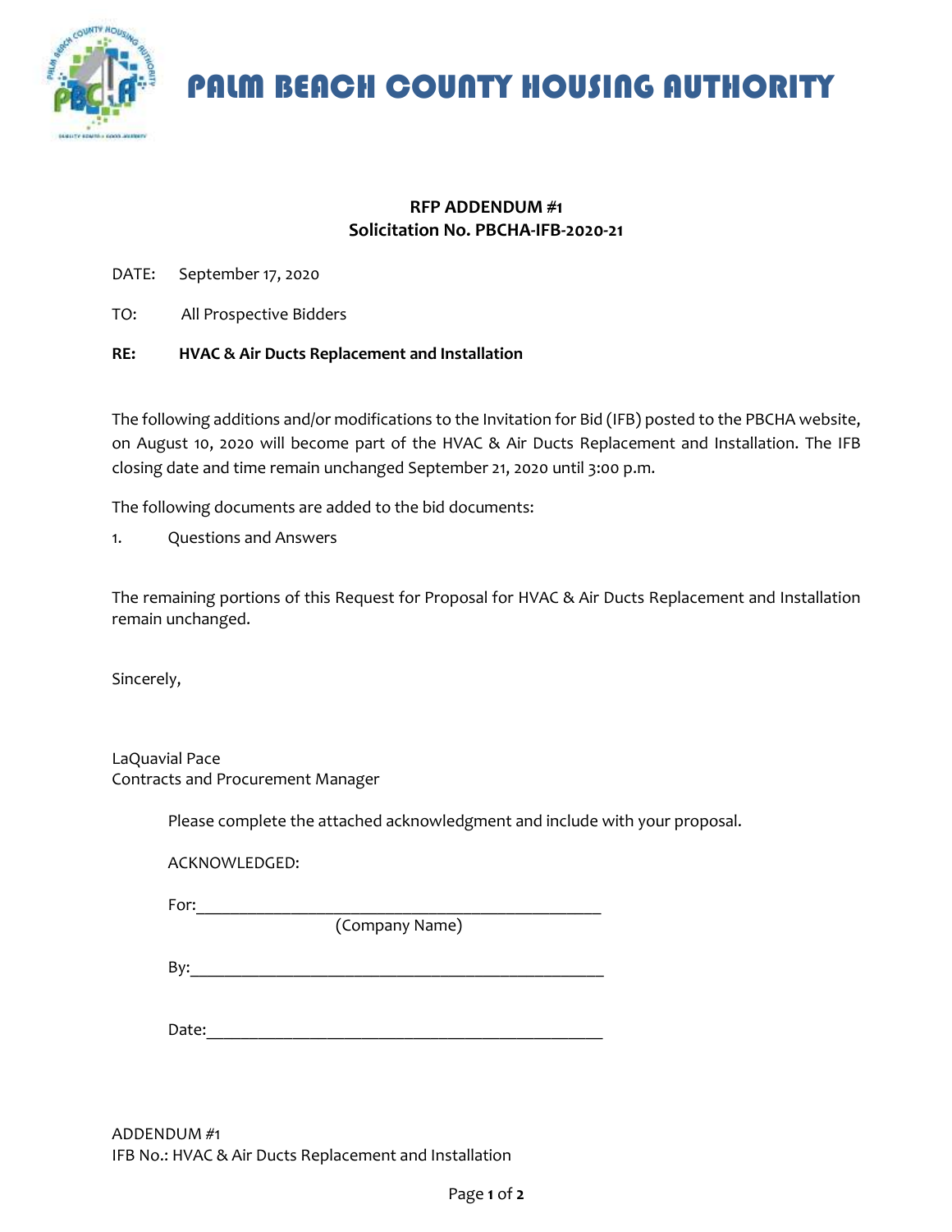# PALM BEACH COUNTY HOUSING AUTHORITY

**RFP ADDENDUM #1**
**Solicitation No. PBCHA-IFB-2020-21**

DATE: September 17, 2020

TO: All Prospective Bidders

**RE: HVAC & Air Ducts Replacement and Installation**

The following additions and/or modifications to the Invitation for Bid (IFB) posted to the PBCHA website, on August 10, 2020 will become part of the HVAC & Air Ducts Replacement and Installation. The IFB closing date and time remain unchanged September 21, 2020 until 3:00 p.m.

The following documents are added to the bid documents:

1. Questions and Answers

The remaining portions of this Request for Proposal for HVAC & Air Ducts Replacement and Installation remain unchanged.

Sincerely,

LaQuavial Pace
Contracts and Procurement Manager

Please complete the attached acknowledgment and include with your proposal.

ACKNOWLEDGED:

For:_______________________________________________
(Company Name)

By:_______________________________________________

Date:_____________________________________________

ADDENDUM #1
IFB No.: HVAC & Air Ducts Replacement and Installation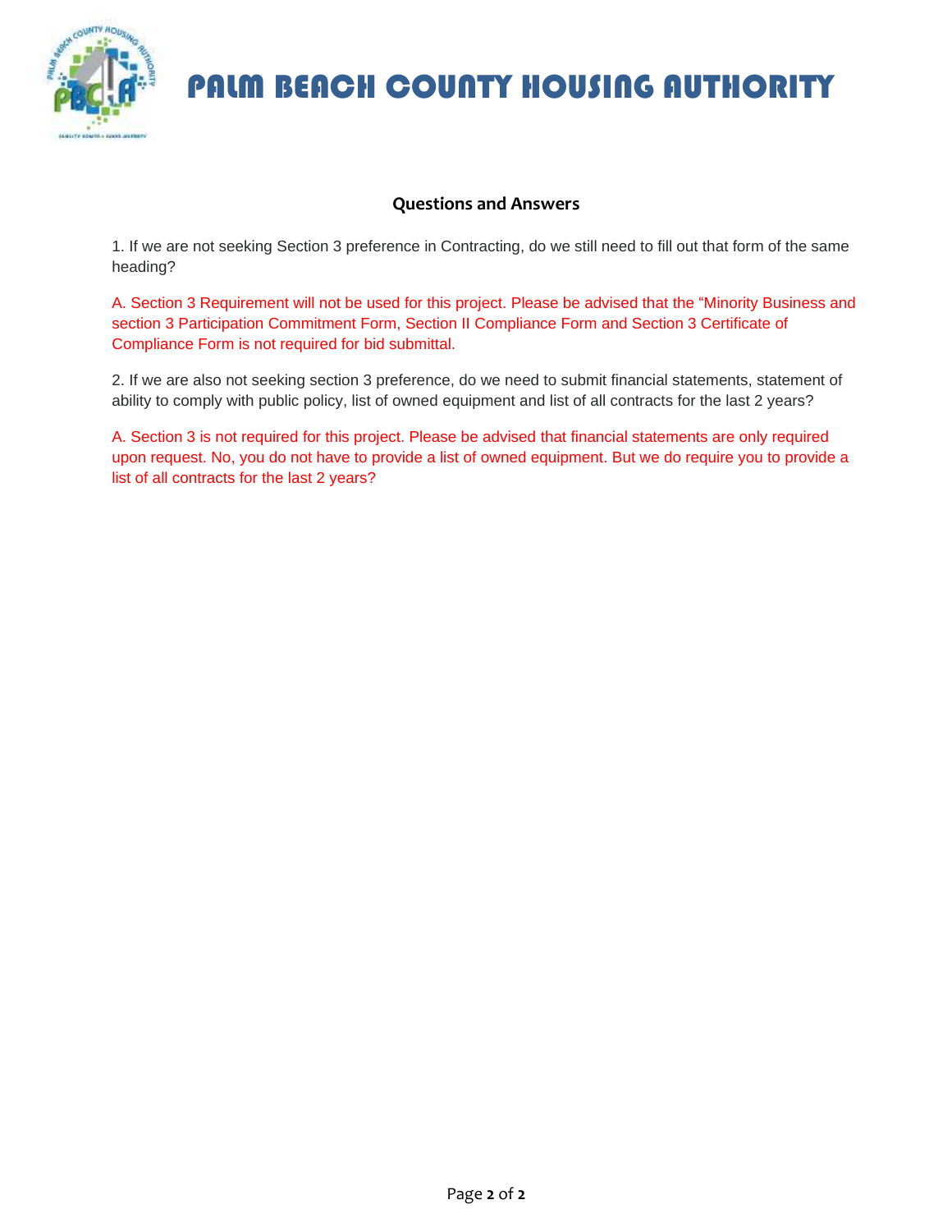# PALM BEACH COUNTY HOUSING AUTHORITY

## Questions and Answers

1. If we are not seeking Section 3 preference in Contracting, do we still need to fill out that form of the same heading?

A. Section 3 Requirement will not be used for this project. Please be advised that the "Minority Business and section 3 Participation Commitment Form, Section II Compliance Form and Section 3 Certificate of Compliance Form is not required for bid submittal.

2. If we are also not seeking section 3 preference, do we need to submit financial statements, statement of ability to comply with public policy, list of owned equipment and list of all contracts for the last 2 years?

A. Section 3 is not required for this project. Please be advised that financial statements are only required upon request. No, you do not have to provide a list of owned equipment. But we do require you to provide a list of all contracts for the last 2 years?